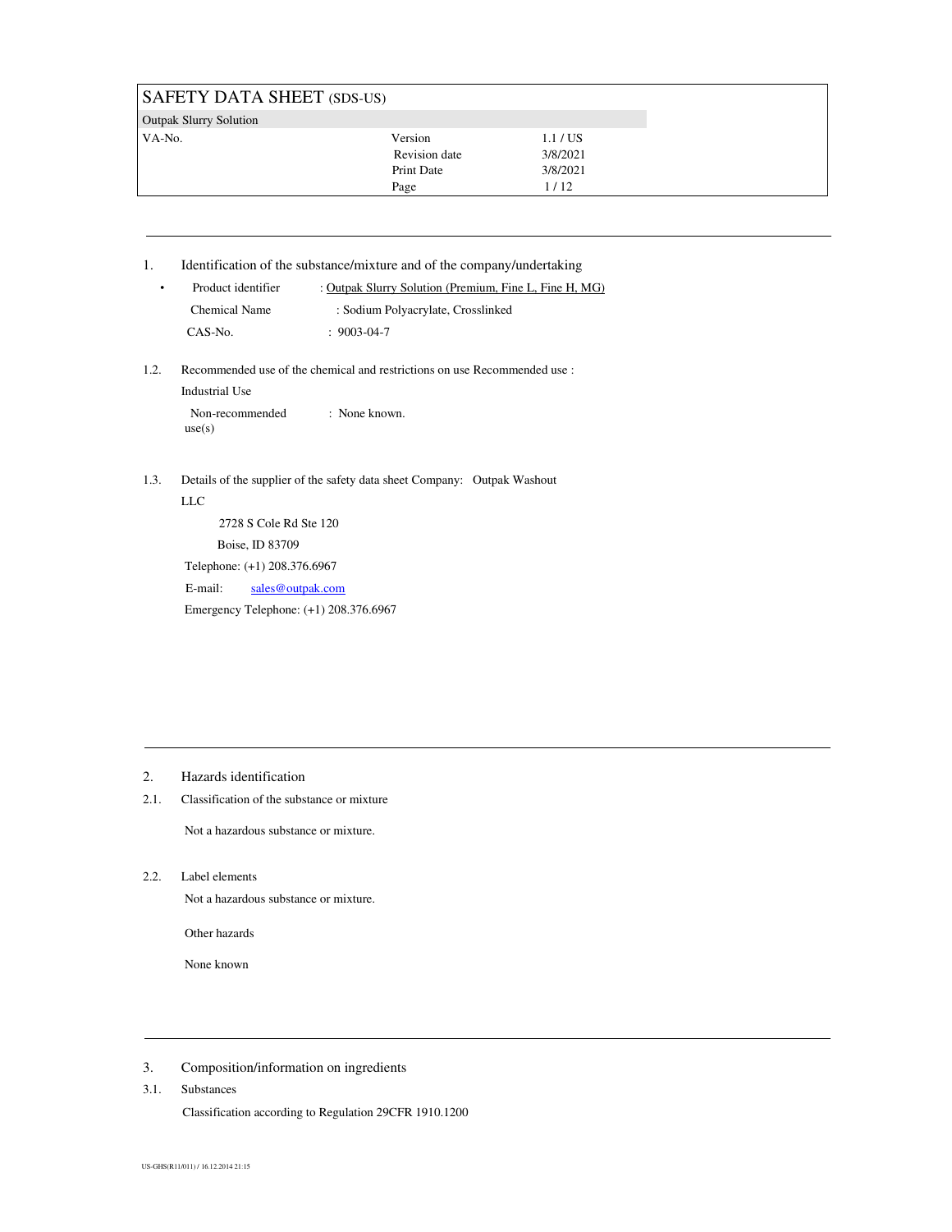# SAFETY DATA SHEET (SDS-US)

| Outpak Slurry Solution | | |
|---|---|---|
| VA-No. | Version | 1.1 / US |
| | Revision date | 3/8/2021 |
| | Print Date | 3/8/2021 |

## 1. Identification of the substance/mixture and of the company/undertaking

- Product identifier : Outpak Slurry Solution (Premium, Fine L, Fine H, MG)

Chemical Name : Sodium Polyacrylate, Crosslinked

CAS-No. : 9003-04-7

### 1.2. Recommended use of the chemical and restrictions on use Recommended use :

Industrial Use

Non-recommended use(s) : None known.

### 1.3. Details of the supplier of the safety data sheet Company: Outpak Washout LLC

2728 S Cole Rd Ste 120

Boise, ID 83709

Telephone: (+1) 208.376.6967

E-mail: sales@outpak.com

Emergency Telephone: (+1) 208.376.6967

## 2. Hazards identification

### 2.1. Classification of the substance or mixture

Not a hazardous substance or mixture.

### 2.2. Label elements

Not a hazardous substance or mixture.

Other hazards

None known

## 3. Composition/information on ingredients

### 3.1. Substances

Classification according to Regulation 29CFR 1910.1200

US-GHS(R11/011) / 16.12.2014 21:15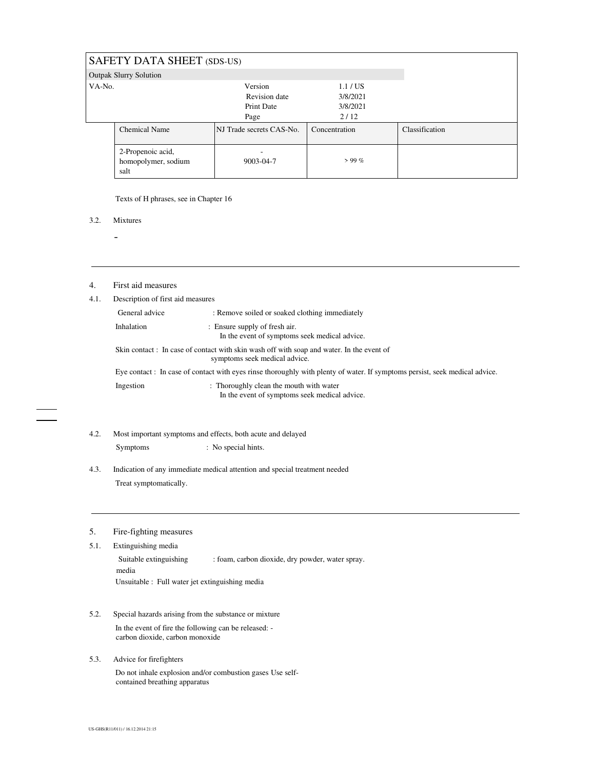| Chemical Name | NJ Trade secrets CAS-No. | Concentration | Classification |
|---|---|---|---|
| 2-Propenoic acid, homopolymer, sodium salt | - 9003-04-7 | > 99 % | |

Texts of H phrases, see in Chapter 16

3.2. Mixtures

-

## 4. First aid measures

### 4.1. Description of first aid measures

General advice : Remove soiled or soaked clothing immediately

Inhalation : Ensure supply of fresh air. In the event of symptoms seek medical advice.

Skin contact : In case of contact with skin wash off with soap and water. In the event of symptoms seek medical advice.

Eye contact : In case of contact with eyes rinse thoroughly with plenty of water. If symptoms persist, seek medical advice.

Ingestion : Thoroughly clean the mouth with water In the event of symptoms seek medical advice.

### 4.2. Most important symptoms and effects, both acute and delayed

Symptoms : No special hints.

### 4.3. Indication of any immediate medical attention and special treatment needed

Treat symptomatically.

## 5. Fire-fighting measures

### 5.1. Extinguishing media

Suitable extinguishing media : foam, carbon dioxide, dry powder, water spray.

Unsuitable : Full water jet extinguishing media

### 5.2. Special hazards arising from the substance or mixture

In the event of fire the following can be released: - carbon dioxide, carbon monoxide

### 5.3. Advice for firefighters

Do not inhale explosion and/or combustion gases Use self-contained breathing apparatus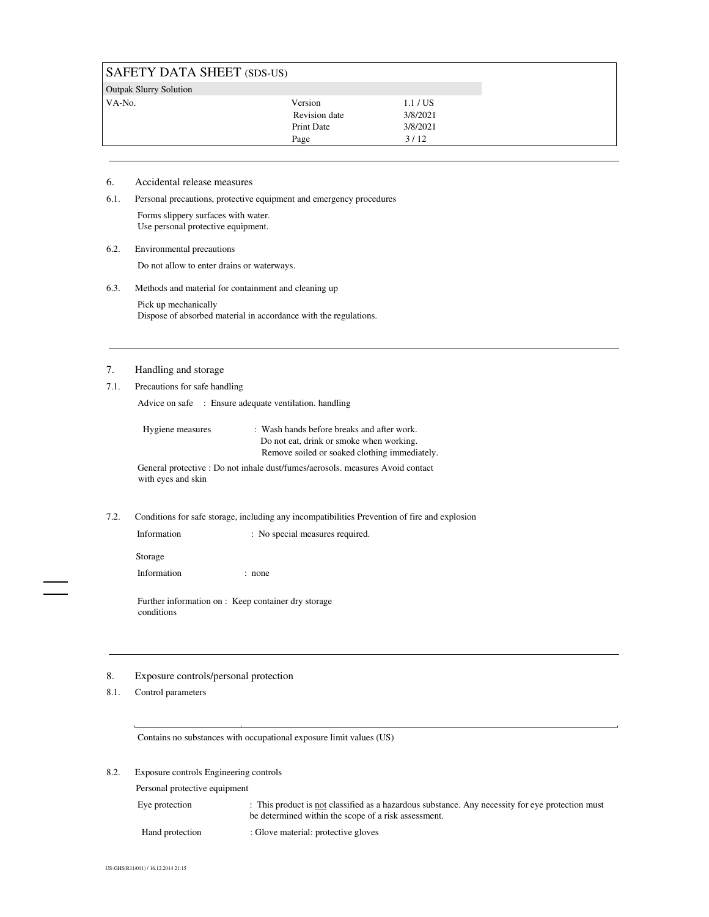## 6. Accidental release measures

### 6.1. Personal precautions, protective equipment and emergency procedures

Forms slippery surfaces with water.
Use personal protective equipment.

### 6.2. Environmental precautions

Do not allow to enter drains or waterways.

### 6.3. Methods and material for containment and cleaning up

Pick up mechanically
Dispose of absorbed material in accordance with the regulations.

## 7. Handling and storage

### 7.1. Precautions for safe handling

Advice on safe handling : Ensure adequate ventilation.

Hygiene measures : Wash hands before breaks and after work.
Do not eat, drink or smoke when working.
Remove soiled or soaked clothing immediately.

General protective measures : Do not inhale dust/fumes/aerosols. Avoid contact with eyes and skin

### 7.2. Conditions for safe storage, including any incompatibilities Prevention of fire and explosion

Information : No special measures required.

Storage

Information : none

Further information on storage conditions : Keep container dry

## 8. Exposure controls/personal protection

### 8.1. Control parameters

Contains no substances with occupational exposure limit values (US)

### 8.2. Exposure controls Engineering controls

Personal protective equipment

Eye protection : This product is not classified as a hazardous substance. Any necessity for eye protection must be determined within the scope of a risk assessment.

Hand protection : Glove material: protective gloves

US-GHS(R11/011) / 16.12.2014 21:15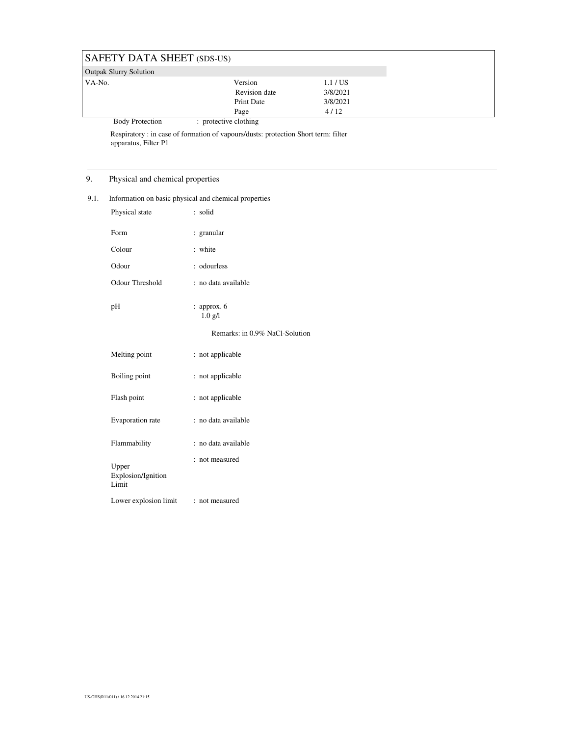Body Protection : protective clothing

Respiratory : in case of formation of vapours/dusts: protection Short term: filter apparatus, Filter P1

## 9. Physical and chemical properties

### 9.1. Information on basic physical and chemical properties

Physical state : solid

Form : granular

Colour : white

Odour : odourless

Odour Threshold : no data available

pH : approx. 6
1.0 g/l

Remarks: in 0.9% NaCl-Solution

Melting point : not applicable

Boiling point : not applicable

Flash point : not applicable

Evaporation rate : no data available

Flammability : no data available

Upper Explosion/Ignition Limit : not measured

Lower explosion limit : not measured

US-GHS(R11/011) / 16.12.2014 21:15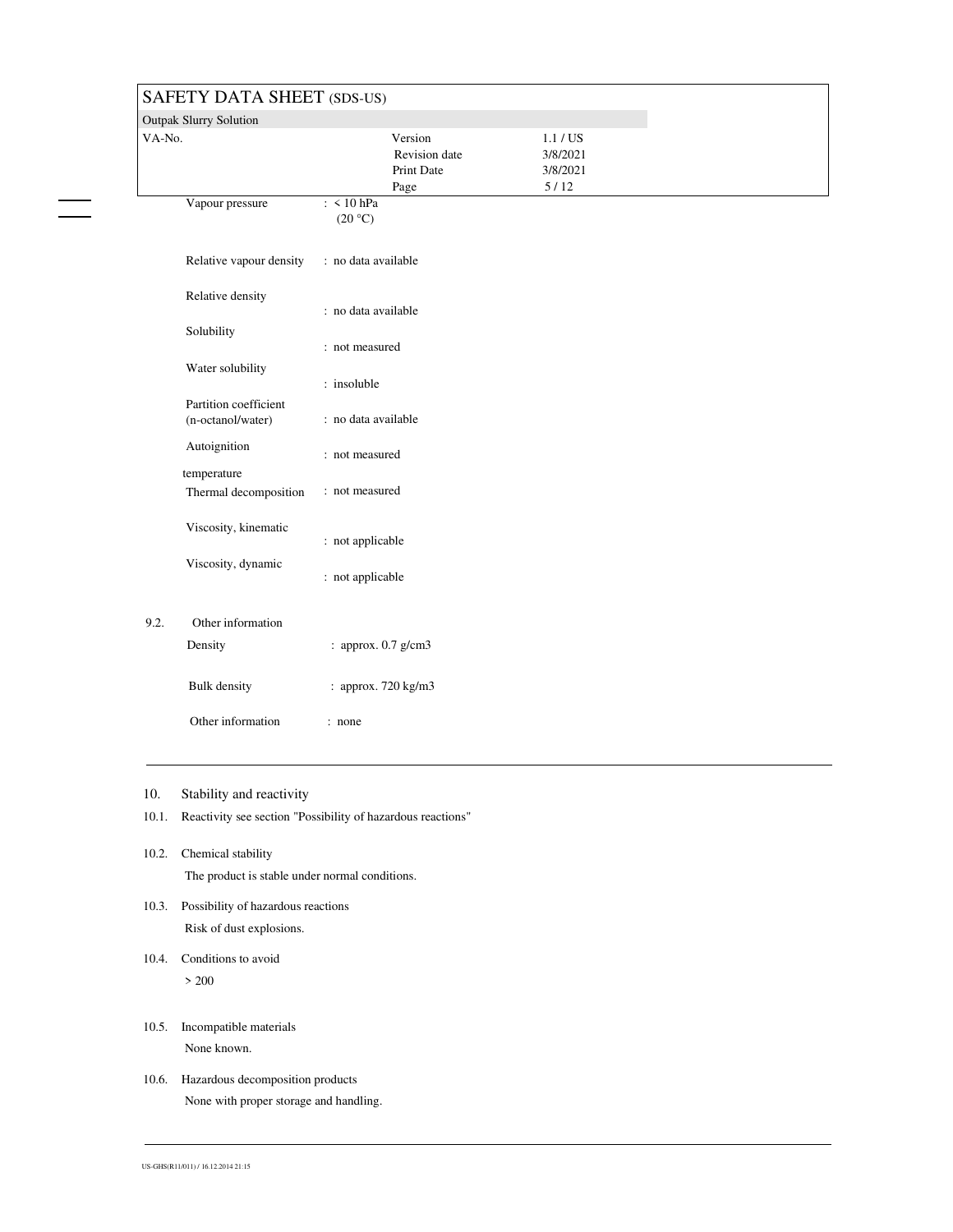| | |
|---|---|
| Vapour pressure | : < 10 hPa (20 °C) |
| Relative vapour density | : no data available |
| Relative density | : no data available |
| Solubility | : not measured |
| Water solubility | : insoluble |
| Partition coefficient (n-octanol/water) | : no data available |
| Autoignition temperature | : not measured |
| Thermal decomposition | : not measured |
| Viscosity, kinematic | : not applicable |
| Viscosity, dynamic | : not applicable |

9.2. Other information

| | |
|---|---|
| Density | : approx. 0.7 g/cm3 |
| Bulk density | : approx. 720 kg/m3 |
| Other information | : none |

## 10. Stability and reactivity

10.1. Reactivity see section "Possibility of hazardous reactions"

10.2. Chemical stability

The product is stable under normal conditions.

10.3. Possibility of hazardous reactions

Risk of dust explosions.

10.4. Conditions to avoid

> 200

10.5. Incompatible materials

None known.

10.6. Hazardous decomposition products

None with proper storage and handling.

US-GHS(R11/011) / 16.12.2014 21:15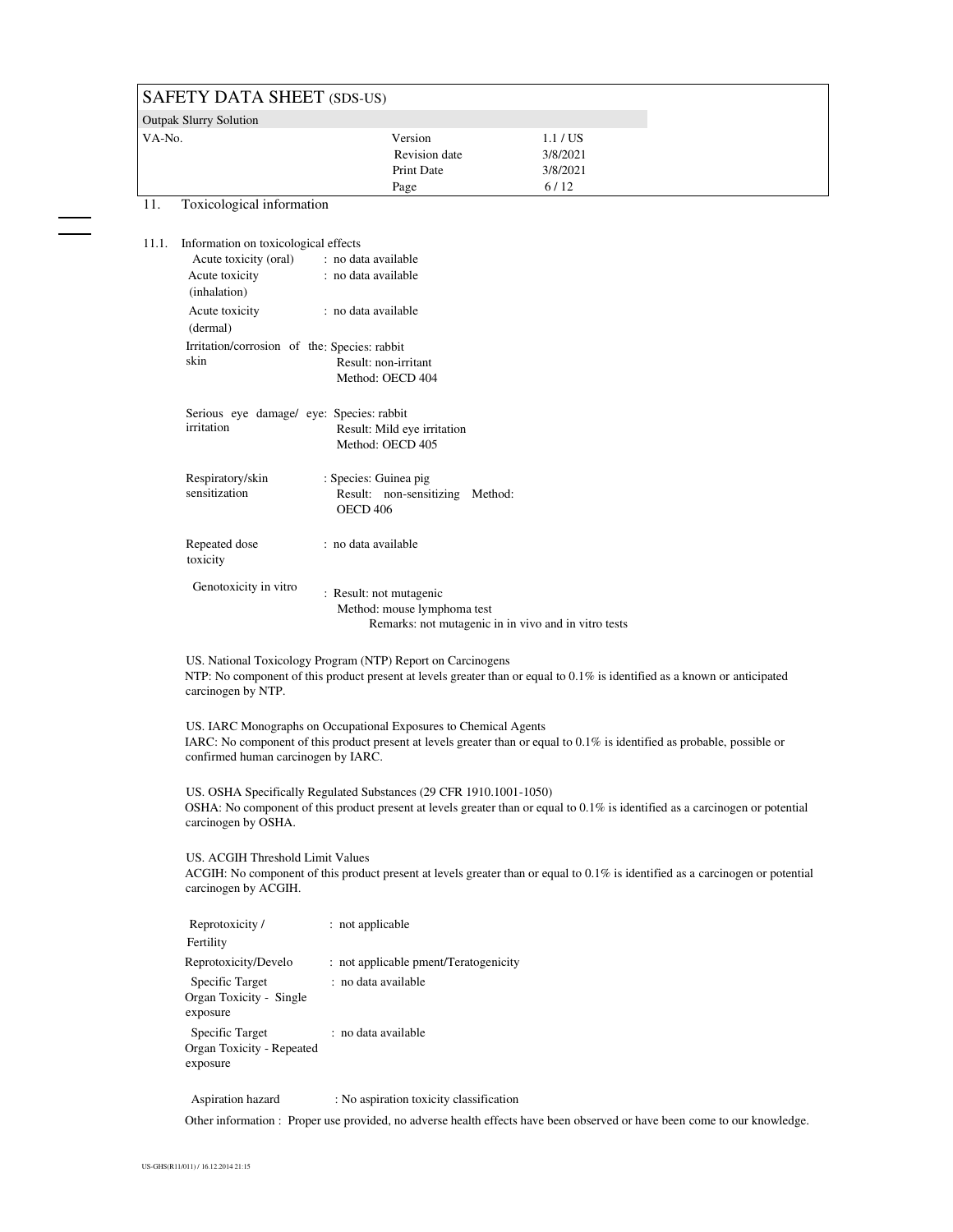## 11. Toxicological information

### 11.1. Information on toxicological effects

| | |
|---|---|
| Acute toxicity (oral) | : no data available |
| Acute toxicity (inhalation) | : no data available |
| Acute toxicity (dermal) | : no data available |
| Irritation/corrosion of the skin | : Species: rabbit<br>Result: non-irritant<br>Method: OECD 404 |
| Serious eye damage/ eye irritation | : Species: rabbit<br>Result: Mild eye irritation<br>Method: OECD 405 |
| Respiratory/skin sensitization | : Species: Guinea pig<br>Result: non-sensitizing Method: OECD 406 |
| Repeated dose toxicity | : no data available |
| Genotoxicity in vitro | : Result: not mutagenic<br>Method: mouse lymphoma test<br>Remarks: not mutagenic in in vivo and in vitro tests |

US. National Toxicology Program (NTP) Report on Carcinogens
NTP: No component of this product present at levels greater than or equal to 0.1% is identified as a known or anticipated carcinogen by NTP.

US. IARC Monographs on Occupational Exposures to Chemical Agents
IARC: No component of this product present at levels greater than or equal to 0.1% is identified as probable, possible or confirmed human carcinogen by IARC.

US. OSHA Specifically Regulated Substances (29 CFR 1910.1001-1050)
OSHA: No component of this product present at levels greater than or equal to 0.1% is identified as a carcinogen or potential carcinogen by OSHA.

US. ACGIH Threshold Limit Values
ACGIH: No component of this product present at levels greater than or equal to 0.1% is identified as a carcinogen or potential carcinogen by ACGIH.

| | |
|---|---|
| Reprotoxicity / Fertility | : not applicable |
| Reprotoxicity/Development/Teratogenicity | : not applicable |
| Specific Target Organ Toxicity - Single exposure | : no data available |
| Specific Target Organ Toxicity - Repeated exposure | : no data available |
| Aspiration hazard | : No aspiration toxicity classification |

Other information : Proper use provided, no adverse health effects have been observed or have been come to our knowledge.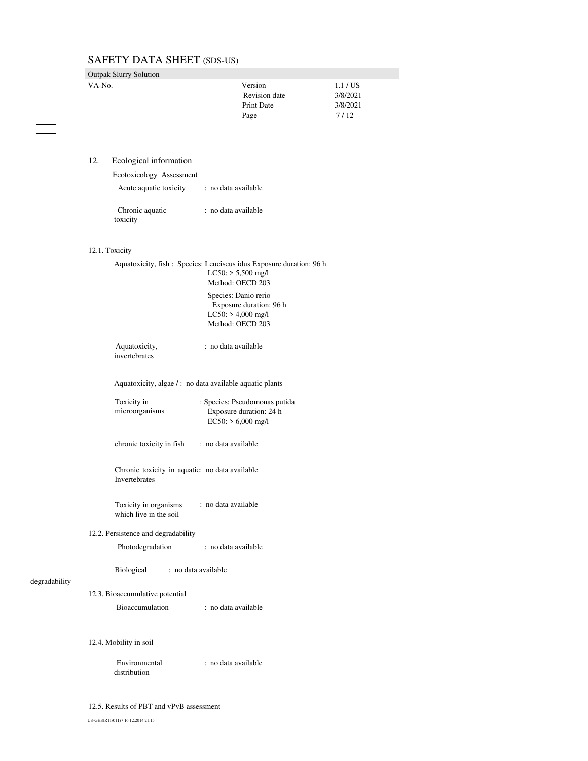## 12. Ecological information

Ecotoxicology Assessment

Acute aquatic toxicity : no data available

Chronic aquatic toxicity : no data available

### 12.1. Toxicity

Aquatoxicity, fish : Species: Leuciscus idus Exposure duration: 96 h
LC50: > 5,500 mg/l
Method: OECD 203

Species: Danio rerio
Exposure duration: 96 h
LC50: > 4,000 mg/l
Method: OECD 203

Aquatoxicity, invertebrates : no data available

Aquatoxicity, algae / aquatic plants : no data available

Toxicity in microorganisms : Species: Pseudomonas putida
Exposure duration: 24 h
EC50: > 6,000 mg/l

chronic toxicity in fish : no data available

Chronic toxicity in aquatic Invertebrates : no data available

Toxicity in organisms which live in the soil : no data available

### 12.2. Persistence and degradability

Photodegradation : no data available

Biological degradability : no data available

### 12.3. Bioaccumulative potential

Bioaccumulation : no data available

### 12.4. Mobility in soil

Environmental distribution : no data available

### 12.5. Results of PBT and vPvB assessment

US-GHS(R11/011) / 16.12.2014 21:15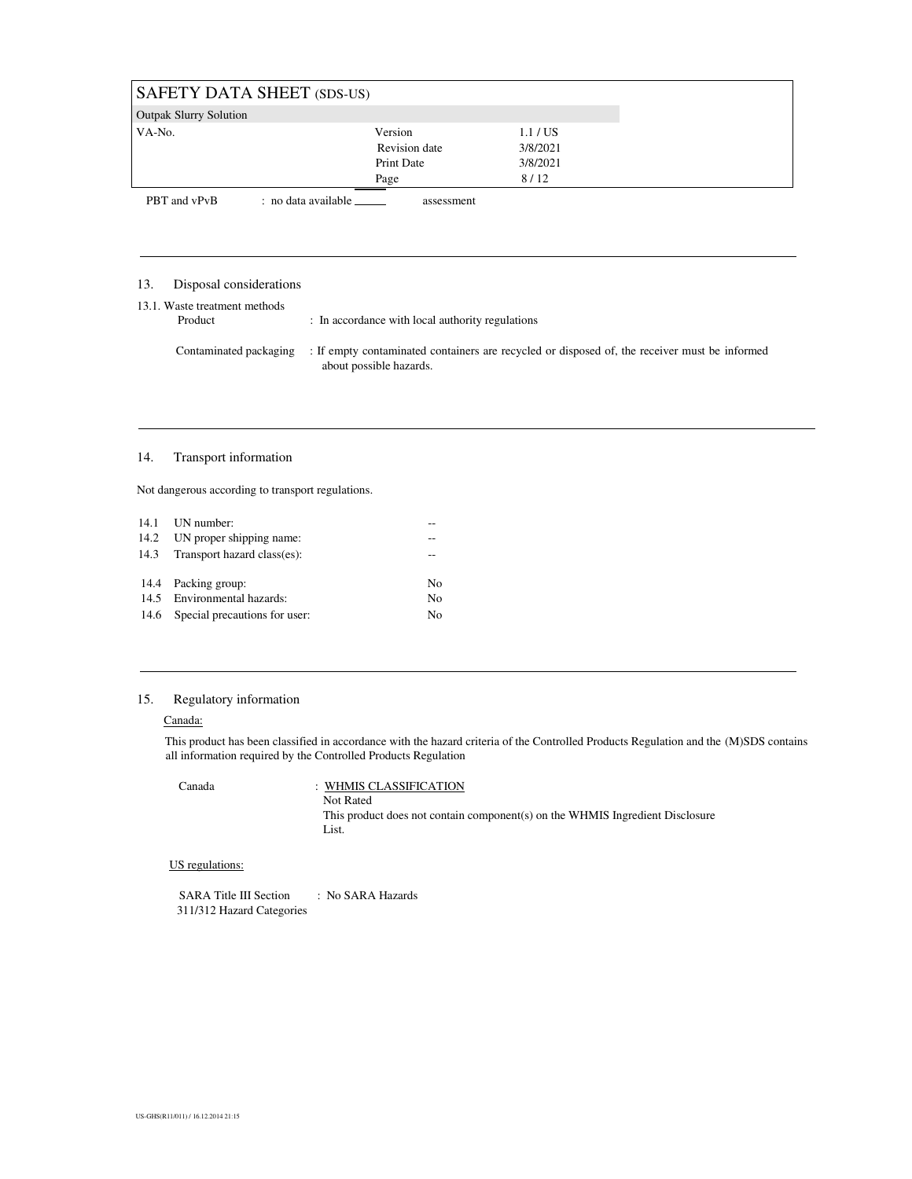PBT and vPvB assessment : no data available

## 13. Disposal considerations

13.1. Waste treatment methods

Product : In accordance with local authority regulations

Contaminated packaging : If empty contaminated containers are recycled or disposed of, the receiver must be informed about possible hazards.

## 14. Transport information

Not dangerous according to transport regulations.

| | | |
|---|---|---|
| 14.1 | UN number: | -- |
| 14.2 | UN proper shipping name: | -- |
| 14.3 | Transport hazard class(es): | -- |
| 14.4 | Packing group: | No |
| 14.5 | Environmental hazards: | No |
| 14.6 | Special precautions for user: | No |

## 15. Regulatory information

Canada:

This product has been classified in accordance with the hazard criteria of the Controlled Products Regulation and the (M)SDS contains all information required by the Controlled Products Regulation

Canada : WHMIS CLASSIFICATION
Not Rated
This product does not contain component(s) on the WHMIS Ingredient Disclosure List.

US regulations:

SARA Title III Section 311/312 Hazard Categories : No SARA Hazards

US-GHS(R11/011) / 16.12.2014 21:15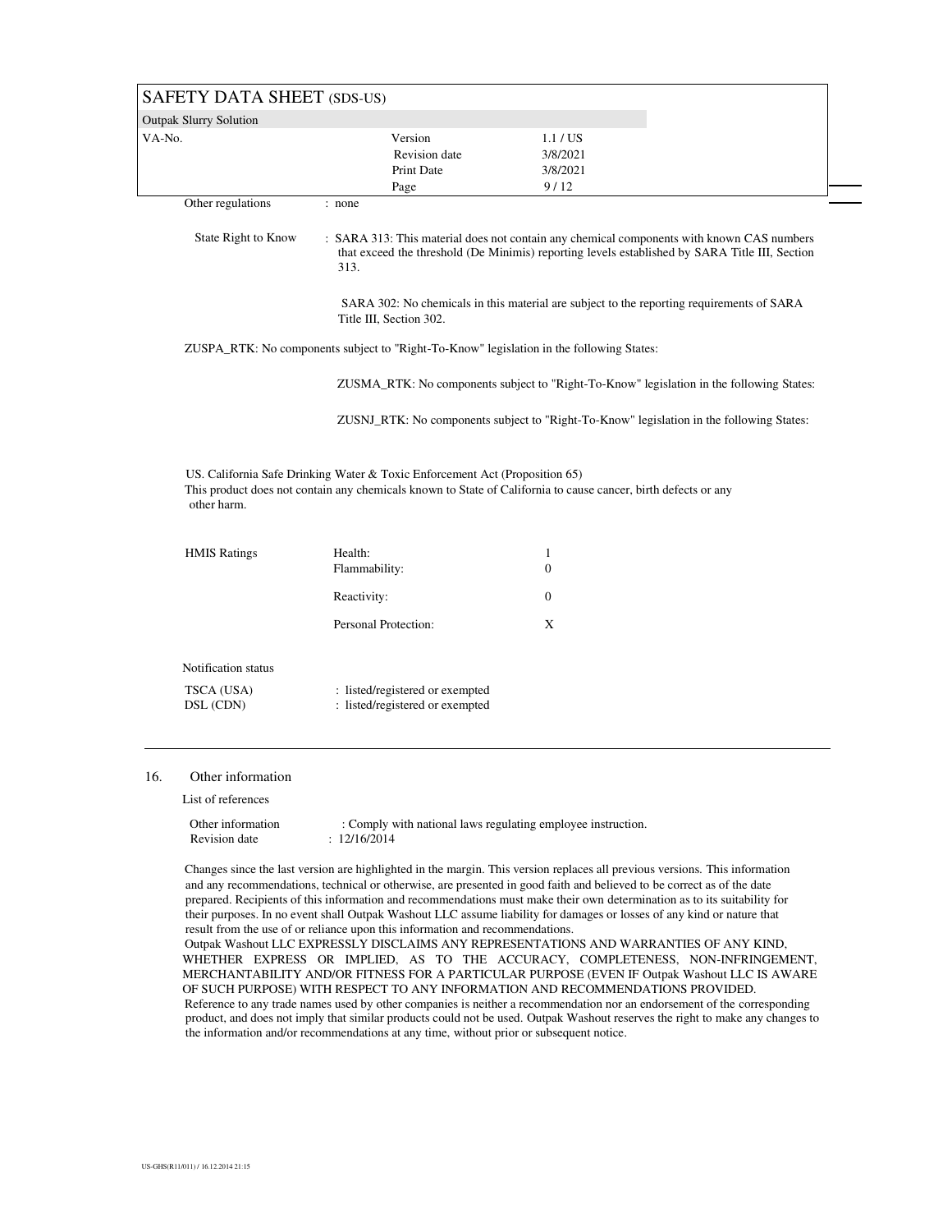Other regulations : none

State Right to Know : SARA 313: This material does not contain any chemical components with known CAS numbers that exceed the threshold (De Minimis) reporting levels established by SARA Title III, Section 313.

SARA 302: No chemicals in this material are subject to the reporting requirements of SARA Title III, Section 302.

ZUSPA_RTK: No components subject to "Right-To-Know" legislation in the following States:

ZUSMA_RTK: No components subject to "Right-To-Know" legislation in the following States:

ZUSNJ_RTK: No components subject to "Right-To-Know" legislation in the following States:

US. California Safe Drinking Water & Toxic Enforcement Act (Proposition 65)
This product does not contain any chemicals known to State of California to cause cancer, birth defects or any other harm.

| HMIS Ratings | | |
|---|---|---|
| | Health: | 1 |
| | Flammability: | 0 |
| | Reactivity: | 0 |
| | Personal Protection: | X |

Notification status

TSCA (USA) : listed/registered or exempted
DSL (CDN) : listed/registered or exempted

## 16. Other information

List of references

Other information : Comply with national laws regulating employee instruction.
Revision date : 12/16/2014

Changes since the last version are highlighted in the margin. This version replaces all previous versions. This information and any recommendations, technical or otherwise, are presented in good faith and believed to be correct as of the date prepared. Recipients of this information and recommendations must make their own determination as to its suitability for their purposes. In no event shall Outpak Washout LLC assume liability for damages or losses of any kind or nature that result from the use of or reliance upon this information and recommendations.
Outpak Washout LLC EXPRESSLY DISCLAIMS ANY REPRESENTATIONS AND WARRANTIES OF ANY KIND, WHETHER EXPRESS OR IMPLIED, AS TO THE ACCURACY, COMPLETENESS, NON-INFRINGEMENT, MERCHANTABILITY AND/OR FITNESS FOR A PARTICULAR PURPOSE (EVEN IF Outpak Washout LLC IS AWARE OF SUCH PURPOSE) WITH RESPECT TO ANY INFORMATION AND RECOMMENDATIONS PROVIDED.
Reference to any trade names used by other companies is neither a recommendation nor an endorsement of the corresponding product, and does not imply that similar products could not be used. Outpak Washout reserves the right to make any changes to the information and/or recommendations at any time, without prior or subsequent notice.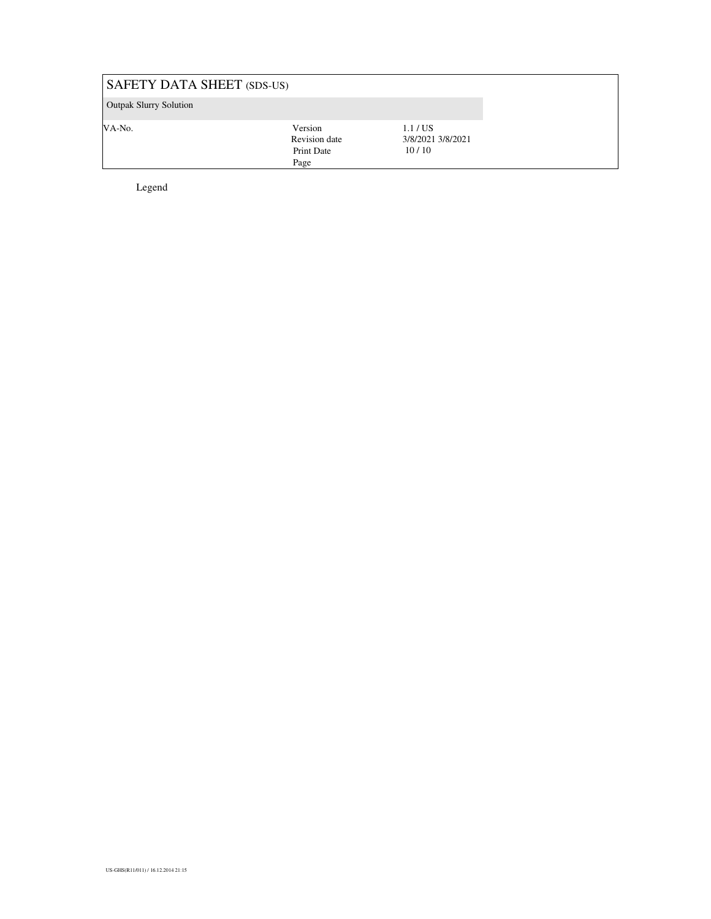Legend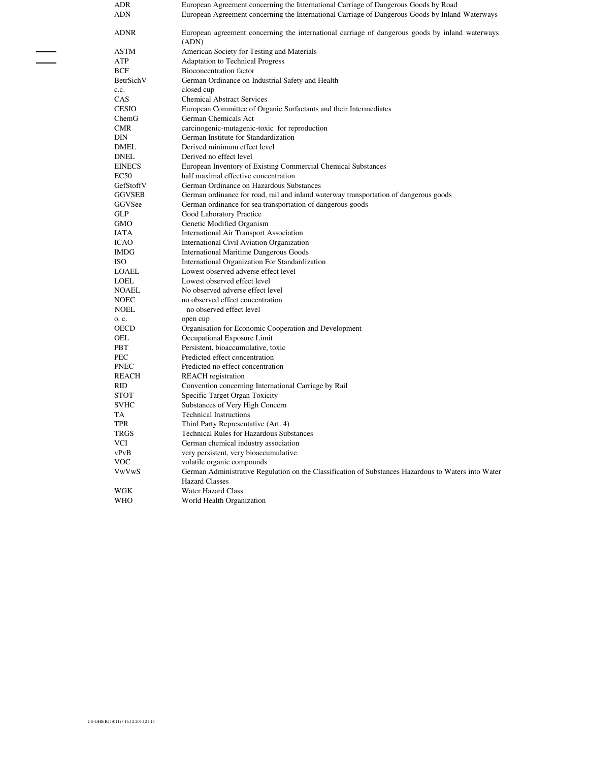| | |
|---|---|
| ADR | European Agreement concerning the International Carriage of Dangerous Goods by Road |
| ADN | European Agreement concerning the International Carriage of Dangerous Goods by Inland Waterways |
| ADNR | European agreement concerning the international carriage of dangerous goods by inland waterways (ADN) |
| ASTM | American Society for Testing and Materials |
| ATP | Adaptation to Technical Progress |
| BCF | Bioconcentration factor |
| BetrSichV | German Ordinance on Industrial Safety and Health |
| c.c. | closed cup |
| CAS | Chemical Abstract Services |
| CESIO | European Committee of Organic Surfactants and their Intermediates |
| ChemG | German Chemicals Act |
| CMR | carcinogenic-mutagenic-toxic for reproduction |
| DIN | German Institute for Standardization |
| DMEL | Derived minimum effect level |
| DNEL | Derived no effect level |
| EINECS | European Inventory of Existing Commercial Chemical Substances |
| EC50 | half maximal effective concentration |
| GefStoffV | German Ordinance on Hazardous Substances |
| GGVSEB | German ordinance for road, rail and inland waterway transportation of dangerous goods |
| GGVSee | German ordinance for sea transportation of dangerous goods |
| GLP | Good Laboratory Practice |
| GMO | Genetic Modified Organism |
| IATA | International Air Transport Association |
| ICAO | International Civil Aviation Organization |
| IMDG | International Maritime Dangerous Goods |
| ISO | International Organization For Standardization |
| LOAEL | Lowest observed adverse effect level |
| LOEL | Lowest observed effect level |
| NOAEL | No observed adverse effect level |
| NOEC | no observed effect concentration |
| NOEL | no observed effect level |
| o. c. | open cup |
| OECD | Organisation for Economic Cooperation and Development |
| OEL | Occupational Exposure Limit |
| PBT | Persistent, bioaccumulative, toxic |
| PEC | Predicted effect concentration |
| PNEC | Predicted no effect concentration |
| REACH | REACH registration |
| RID | Convention concerning International Carriage by Rail |
| STOT | Specific Target Organ Toxicity |
| SVHC | Substances of Very High Concern |
| TA | Technical Instructions |
| TPR | Third Party Representative (Art. 4) |
| TRGS | Technical Rules for Hazardous Substances |
| VCI | German chemical industry association |
| vPvB | very persistent, very bioaccumulative |
| VOC | volatile organic compounds |
| VwVwS | German Administrative Regulation on the Classification of Substances Hazardous to Waters into Water Hazard Classes |
| WGK | Water Hazard Class |
| WHO | World Health Organization |